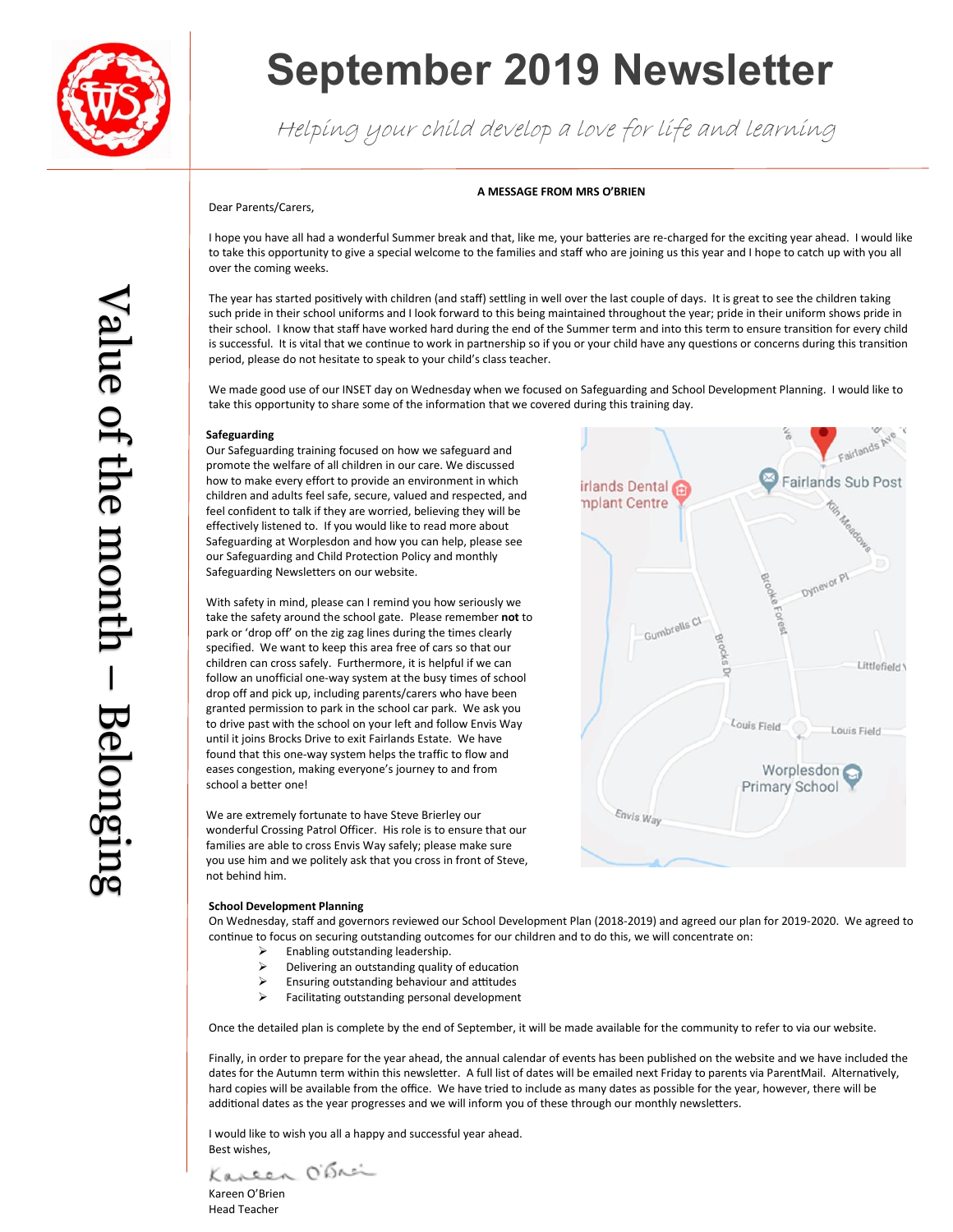# September 2019 Newsletter

*Helping your child develop a love for life and learning*

Value of the month – Belonging

**A MESSAGE FROM MRS O'BRIEN**

Dear Parents/Carers,

I hope you have all had a wonderful Summer break and that, like me, your batteries are re-charged for the exciting year ahead. I would like to take this opportunity to give a special welcome to the families and staff who are joining us this year and I hope to catch up with you all over the coming weeks.

The year has started positively with children (and staff) settling in well over the last couple of days. It is great to see the children taking such pride in their school uniforms and I look forward to this being maintained throughout the year; pride in their uniform shows pride in their school. I know that staff have worked hard during the end of the Summer term and into this term to ensure transition for every child is successful. It is vital that we continue to work in partnership so if you or your child have any questions or concerns during this transition period, please do not hesitate to speak to your child's class teacher.

We made good use of our INSET day on Wednesday when we focused on Safeguarding and School Development Planning. I would like to take this opportunity to share some of the information that we covered during this training day.

**Safeguarding**

Our Safeguarding training focused on how we safeguard and promote the welfare of all children in our care. We discussed how to make every effort to provide an environment in which children and adults feel safe, secure, valued and respected, and feel confident to talk if they are worried, believing they will be effectively listened to. If you would like to read more about Safeguarding at Worplesdon and how you can help, please see our Safeguarding and Child Protection Policy and monthly Safeguarding Newsletters on our website.

With safety in mind, please can I remind you how seriously we take the safety around the school gate. Please remember **not** to park or 'drop off' on the zig zag lines during the times clearly specified. We want to keep this area free of cars so that our children can cross safely. Furthermore, it is helpful if we can follow an unofficial one-way system at the busy times of school drop off and pick up, including parents/carers who have been granted permission to park in the school car park. We ask you to drive past with the school on your left and follow Envis Way until it joins Brocks Drive to exit Fairlands Estate. We have found that this one-way system helps the traffic to flow and eases congestion, making everyone's journey to and from school a better one!

We are extremely fortunate to have Steve Brierley our wonderful Crossing Patrol Officer. His role is to ensure that our families are able to cross Envis Way safely; please make sure you use him and we politely ask that you cross in front of Steve, not behind him.

**School Development Planning**

On Wednesday, staff and governors reviewed our School Development Plan (2018-2019) and agreed our plan for 2019-2020. We agreed to continue to focus on securing outstanding outcomes for our children and to do this, we will concentrate on:

- Enabling outstanding leadership.
- Delivering an outstanding quality of education
- Ensuring outstanding behaviour and attitudes
- Facilitating outstanding personal development

Once the detailed plan is complete by the end of September, it will be made available for the community to refer to via our website.

Finally, in order to prepare for the year ahead, the annual calendar of events has been published on the website and we have included the dates for the Autumn term within this newsletter. A full list of dates will be emailed next Friday to parents via ParentMail. Alternatively, hard copies will be available from the office. We have tried to include as many dates as possible for the year, however, there will be additional dates as the year progresses and we will inform you of these through our monthly newsletters.

I would like to wish you all a happy and successful year ahead.
Best wishes,

Kareen O'Brien
Head Teacher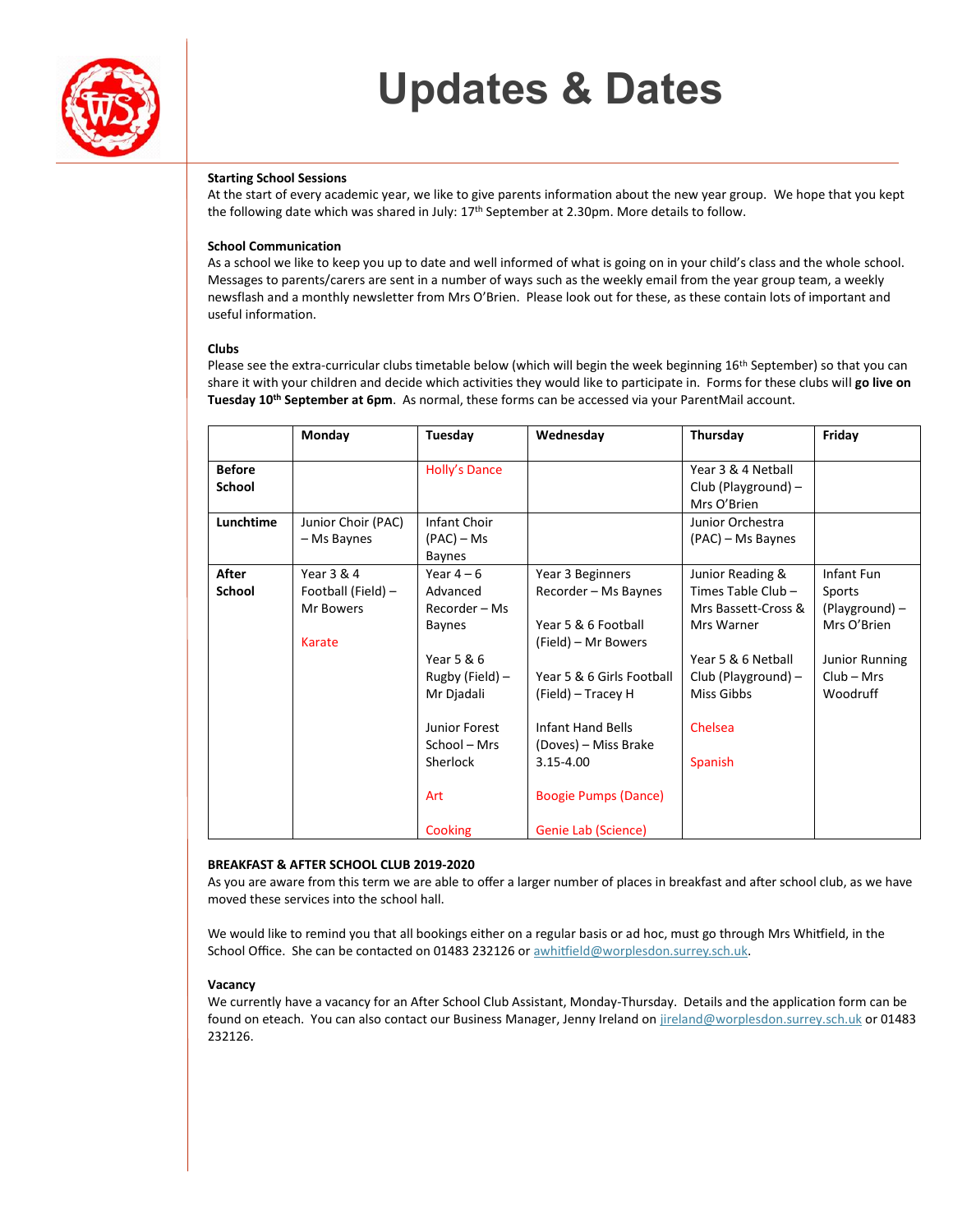# Updates & Dates

**Starting School Sessions**

At the start of every academic year, we like to give parents information about the new year group. We hope that you kept the following date which was shared in July: 17th September at 2.30pm. More details to follow.

**School Communication**

As a school we like to keep you up to date and well informed of what is going on in your child's class and the whole school. Messages to parents/carers are sent in a number of ways such as the weekly email from the year group team, a weekly newsflash and a monthly newsletter from Mrs O'Brien. Please look out for these, as these contain lots of important and useful information.

**Clubs**

Please see the extra-curricular clubs timetable below (which will begin the week beginning 16th September) so that you can share it with your children and decide which activities they would like to participate in. Forms for these clubs will **go live on Tuesday 10th September at 6pm**. As normal, these forms can be accessed via your ParentMail account.

| | Monday | Tuesday | Wednesday | Thursday | Friday |
|---|---|---|---|---|---|
| **Before School** | | Holly's Dance | | Year 3 & 4 Netball Club (Playground) – Mrs O'Brien | |
| **Lunchtime** | Junior Choir (PAC) – Ms Baynes | Infant Choir (PAC) – Ms Baynes | | Junior Orchestra (PAC) – Ms Baynes | |
| **After School** | Year 3 & 4 Football (Field) – Mr Bowers<br><br>Karate | Year 4 – 6 Advanced Recorder – Ms Baynes<br><br>Year 5 & 6 Rugby (Field) – Mr Djadali<br><br>Junior Forest School – Mrs Sherlock<br><br>Art<br><br>Cooking | Year 3 Beginners Recorder – Ms Baynes<br><br>Year 5 & 6 Football (Field) – Mr Bowers<br><br>Year 5 & 6 Girls Football (Field) – Tracey H<br><br>Infant Hand Bells (Doves) – Miss Brake 3.15-4.00<br><br>Boogie Pumps (Dance)<br><br>Genie Lab (Science) | Junior Reading & Times Table Club – Mrs Bassett-Cross & Mrs Warner<br><br>Year 5 & 6 Netball Club (Playground) – Miss Gibbs<br><br>Chelsea<br><br>Spanish | Infant Fun Sports (Playground) – Mrs O'Brien<br><br>Junior Running Club – Mrs Woodruff |

**BREAKFAST & AFTER SCHOOL CLUB 2019-2020**

As you are aware from this term we are able to offer a larger number of places in breakfast and after school club, as we have moved these services into the school hall.

We would like to remind you that all bookings either on a regular basis or ad hoc, must go through Mrs Whitfield, in the School Office. She can be contacted on 01483 232126 or awhitfield@worplesdon.surrey.sch.uk.

**Vacancy**

We currently have a vacancy for an After School Club Assistant, Monday-Thursday. Details and the application form can be found on eteach. You can also contact our Business Manager, Jenny Ireland on jireland@worplesdon.surrey.sch.uk or 01483 232126.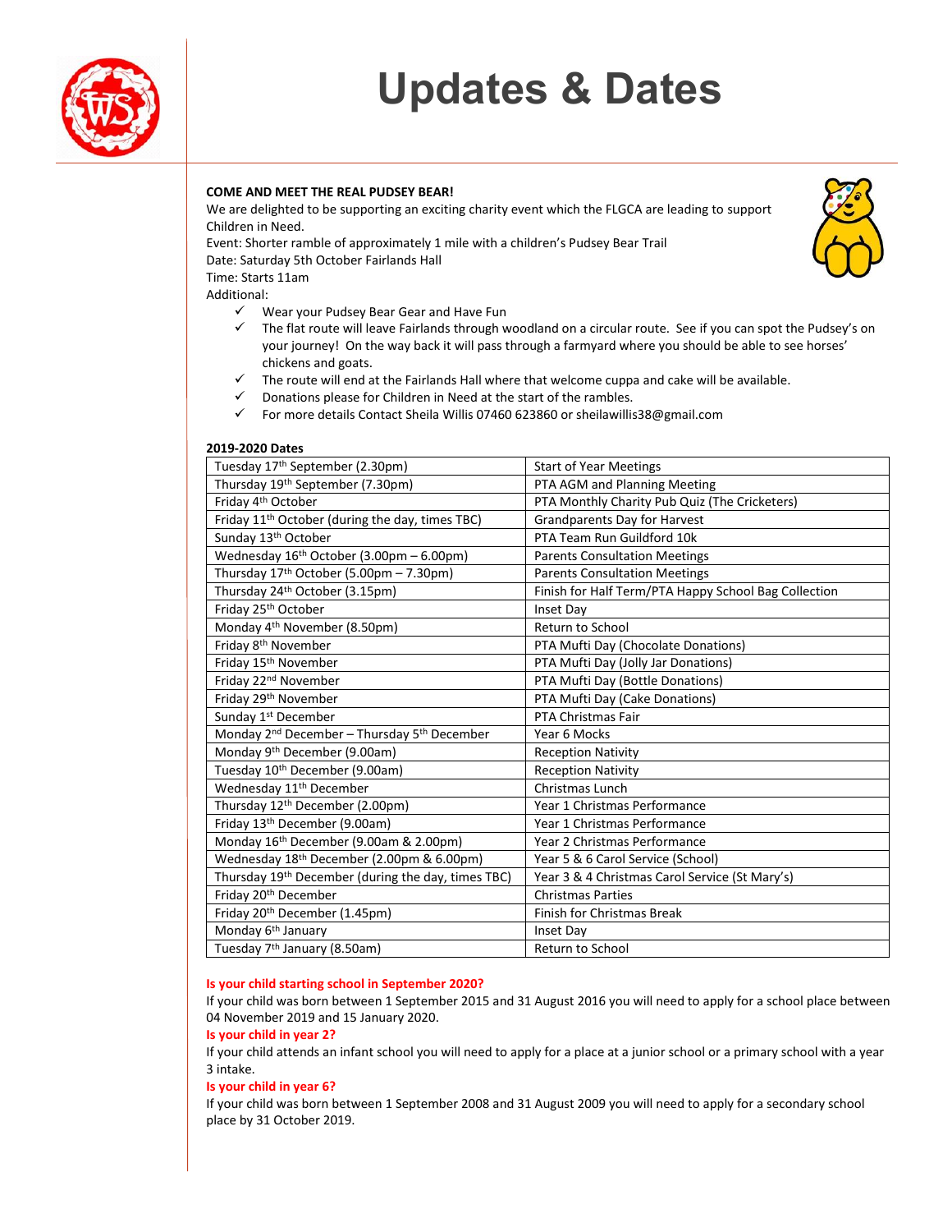# Updates & Dates

**COME AND MEET THE REAL PUDSEY BEAR!**

We are delighted to be supporting an exciting charity event which the FLGCA are leading to support Children in Need.

Event: Shorter ramble of approximately 1 mile with a children's Pudsey Bear Trail

Date: Saturday 5th October Fairlands Hall

Time: Starts 11am

Additional:

- ✓ Wear your Pudsey Bear Gear and Have Fun
- ✓ The flat route will leave Fairlands through woodland on a circular route. See if you can spot the Pudsey's on your journey! On the way back it will pass through a farmyard where you should be able to see horses' chickens and goats.
- ✓ The route will end at the Fairlands Hall where that welcome cuppa and cake will be available.
- ✓ Donations please for Children in Need at the start of the rambles.
- ✓ For more details Contact Sheila Willis 07460 623860 or sheilawillis38@gmail.com

**2019-2020 Dates**

| | |
|---|---|
| Tuesday 17th September (2.30pm) | Start of Year Meetings |
| Thursday 19th September (7.30pm) | PTA AGM and Planning Meeting |
| Friday 4th October | PTA Monthly Charity Pub Quiz (The Cricketers) |
| Friday 11th October (during the day, times TBC) | Grandparents Day for Harvest |
| Sunday 13th October | PTA Team Run Guildford 10k |
| Wednesday 16th October (3.00pm – 6.00pm) | Parents Consultation Meetings |
| Thursday 17th October (5.00pm – 7.30pm) | Parents Consultation Meetings |
| Thursday 24th October (3.15pm) | Finish for Half Term/PTA Happy School Bag Collection |
| Friday 25th October | Inset Day |
| Monday 4th November (8.50pm) | Return to School |
| Friday 8th November | PTA Mufti Day (Chocolate Donations) |
| Friday 15th November | PTA Mufti Day (Jolly Jar Donations) |
| Friday 22nd November | PTA Mufti Day (Bottle Donations) |
| Friday 29th November | PTA Mufti Day (Cake Donations) |
| Sunday 1st December | PTA Christmas Fair |
| Monday 2nd December – Thursday 5th December | Year 6 Mocks |
| Monday 9th December (9.00am) | Reception Nativity |
| Tuesday 10th December (9.00am) | Reception Nativity |
| Wednesday 11th December | Christmas Lunch |
| Thursday 12th December (2.00pm) | Year 1 Christmas Performance |
| Friday 13th December (9.00am) | Year 1 Christmas Performance |
| Monday 16th December (9.00am & 2.00pm) | Year 2 Christmas Performance |
| Wednesday 18th December (2.00pm & 6.00pm) | Year 5 & 6 Carol Service (School) |
| Thursday 19th December (during the day, times TBC) | Year 3 & 4 Christmas Carol Service (St Mary's) |
| Friday 20th December | Christmas Parties |
| Friday 20th December (1.45pm) | Finish for Christmas Break |
| Monday 6th January | Inset Day |
| Tuesday 7th January (8.50am) | Return to School |

**Is your child starting school in September 2020?**

If your child was born between 1 September 2015 and 31 August 2016 you will need to apply for a school place between 04 November 2019 and 15 January 2020.

**Is your child in year 2?**

If your child attends an infant school you will need to apply for a place at a junior school or a primary school with a year 3 intake.

**Is your child in year 6?**

If your child was born between 1 September 2008 and 31 August 2009 you will need to apply for a secondary school place by 31 October 2019.